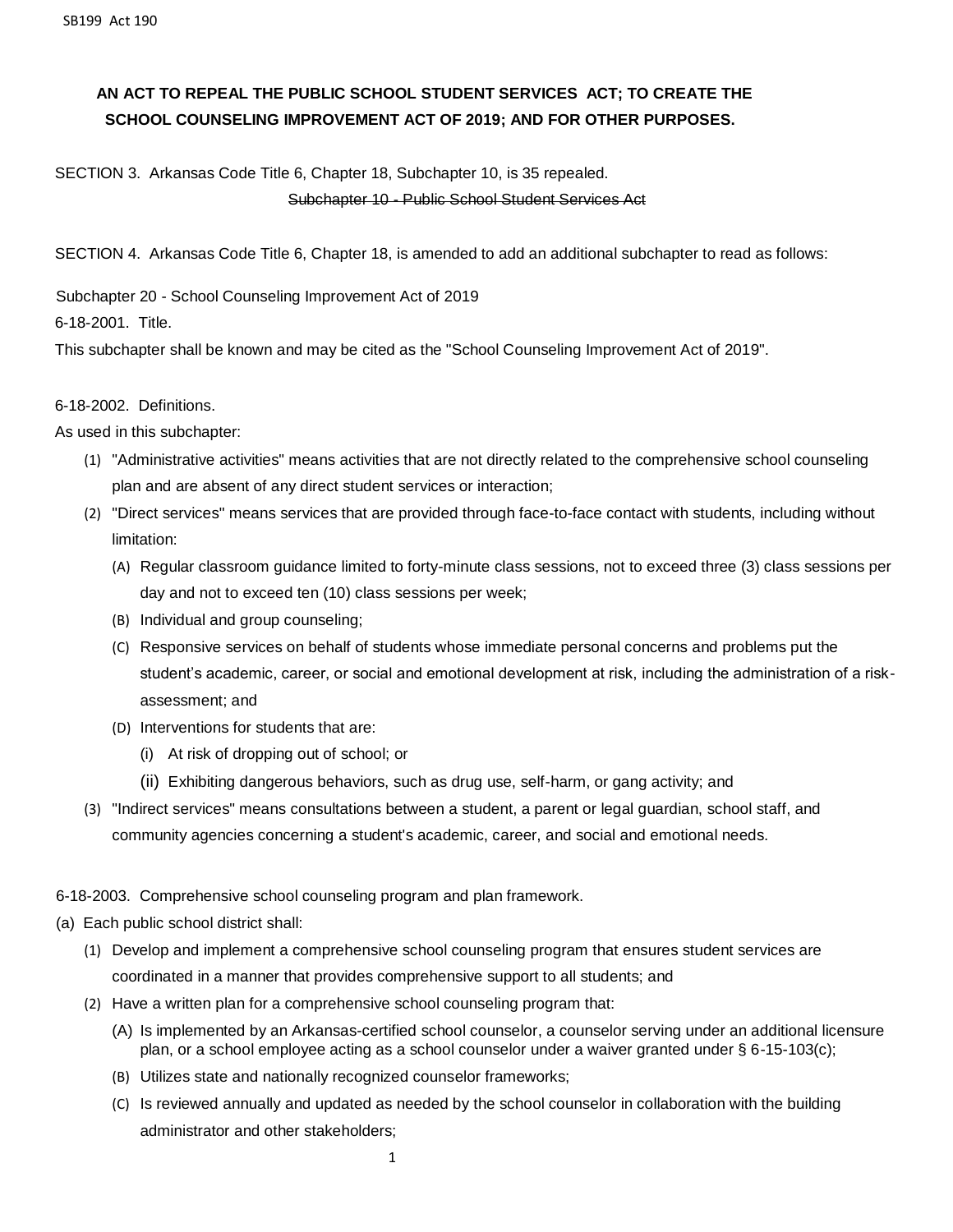SB199 Act 190

**AN ACT TO REPEAL THE PUBLIC SCHOOL STUDENT SERVICES ACT; TO CREATE THE SCHOOL COUNSELING IMPROVEMENT ACT OF 2019; AND FOR OTHER PURPOSES.**

SECTION 3. Arkansas Code Title 6, Chapter 18, Subchapter 10, is 35 repealed.

~~Subchapter 10 - Public School Student Services Act~~

SECTION 4. Arkansas Code Title 6, Chapter 18, is amended to add an additional subchapter to read as follows:

Subchapter 20 - School Counseling Improvement Act of 2019

6-18-2001. Title.

This subchapter shall be known and may be cited as the "School Counseling Improvement Act of 2019".

6-18-2002. Definitions.

As used in this subchapter:

(1) "Administrative activities" means activities that are not directly related to the comprehensive school counseling plan and are absent of any direct student services or interaction;

(2) "Direct services" means services that are provided through face-to-face contact with students, including without limitation:

(A) Regular classroom guidance limited to forty-minute class sessions, not to exceed three (3) class sessions per day and not to exceed ten (10) class sessions per week;

(B) Individual and group counseling;

(C) Responsive services on behalf of students whose immediate personal concerns and problems put the student's academic, career, or social and emotional development at risk, including the administration of a risk-assessment; and

(D) Interventions for students that are:

(i) At risk of dropping out of school; or

(ii) Exhibiting dangerous behaviors, such as drug use, self-harm, or gang activity; and

(3) "Indirect services" means consultations between a student, a parent or legal guardian, school staff, and community agencies concerning a student's academic, career, and social and emotional needs.

6-18-2003. Comprehensive school counseling program and plan framework.

(a) Each public school district shall:

(1) Develop and implement a comprehensive school counseling program that ensures student services are coordinated in a manner that provides comprehensive support to all students; and

(2) Have a written plan for a comprehensive school counseling program that:

(A) Is implemented by an Arkansas-certified school counselor, a counselor serving under an additional licensure plan, or a school employee acting as a school counselor under a waiver granted under § 6-15-103(c);

(B) Utilizes state and nationally recognized counselor frameworks;

(C) Is reviewed annually and updated as needed by the school counselor in collaboration with the building administrator and other stakeholders;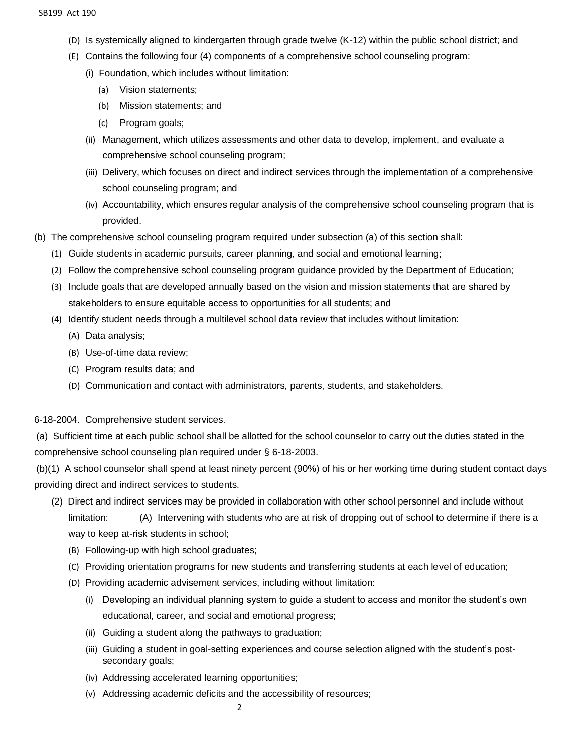(D) Is systemically aligned to kindergarten through grade twelve (K-12) within the public school district; and

(E) Contains the following four (4) components of a comprehensive school counseling program:

(i) Foundation, which includes without limitation:

(a) Vision statements;

(b) Mission statements; and

(c) Program goals;

(ii) Management, which utilizes assessments and other data to develop, implement, and evaluate a comprehensive school counseling program;

(iii) Delivery, which focuses on direct and indirect services through the implementation of a comprehensive school counseling program; and

(iv) Accountability, which ensures regular analysis of the comprehensive school counseling program that is provided.

(b) The comprehensive school counseling program required under subsection (a) of this section shall:

(1) Guide students in academic pursuits, career planning, and social and emotional learning;

(2) Follow the comprehensive school counseling program guidance provided by the Department of Education;

(3) Include goals that are developed annually based on the vision and mission statements that are shared by stakeholders to ensure equitable access to opportunities for all students; and

(4) Identify student needs through a multilevel school data review that includes without limitation:

(A) Data analysis;

(B) Use-of-time data review;

(C) Program results data; and

(D) Communication and contact with administrators, parents, students, and stakeholders.

6-18-2004. Comprehensive student services.

(a) Sufficient time at each public school shall be allotted for the school counselor to carry out the duties stated in the comprehensive school counseling plan required under § 6-18-2003.

(b)(1) A school counselor shall spend at least ninety percent (90%) of his or her working time during student contact days providing direct and indirect services to students.

(2) Direct and indirect services may be provided in collaboration with other school personnel and include without limitation:

(A) Intervening with students who are at risk of dropping out of school to determine if there is a way to keep at-risk students in school;

(B) Following-up with high school graduates;

(C) Providing orientation programs for new students and transferring students at each level of education;

(D) Providing academic advisement services, including without limitation:

(i) Developing an individual planning system to guide a student to access and monitor the student's own educational, career, and social and emotional progress;

(ii) Guiding a student along the pathways to graduation;

(iii) Guiding a student in goal-setting experiences and course selection aligned with the student's post-secondary goals;

(iv) Addressing accelerated learning opportunities;

(v) Addressing academic deficits and the accessibility of resources;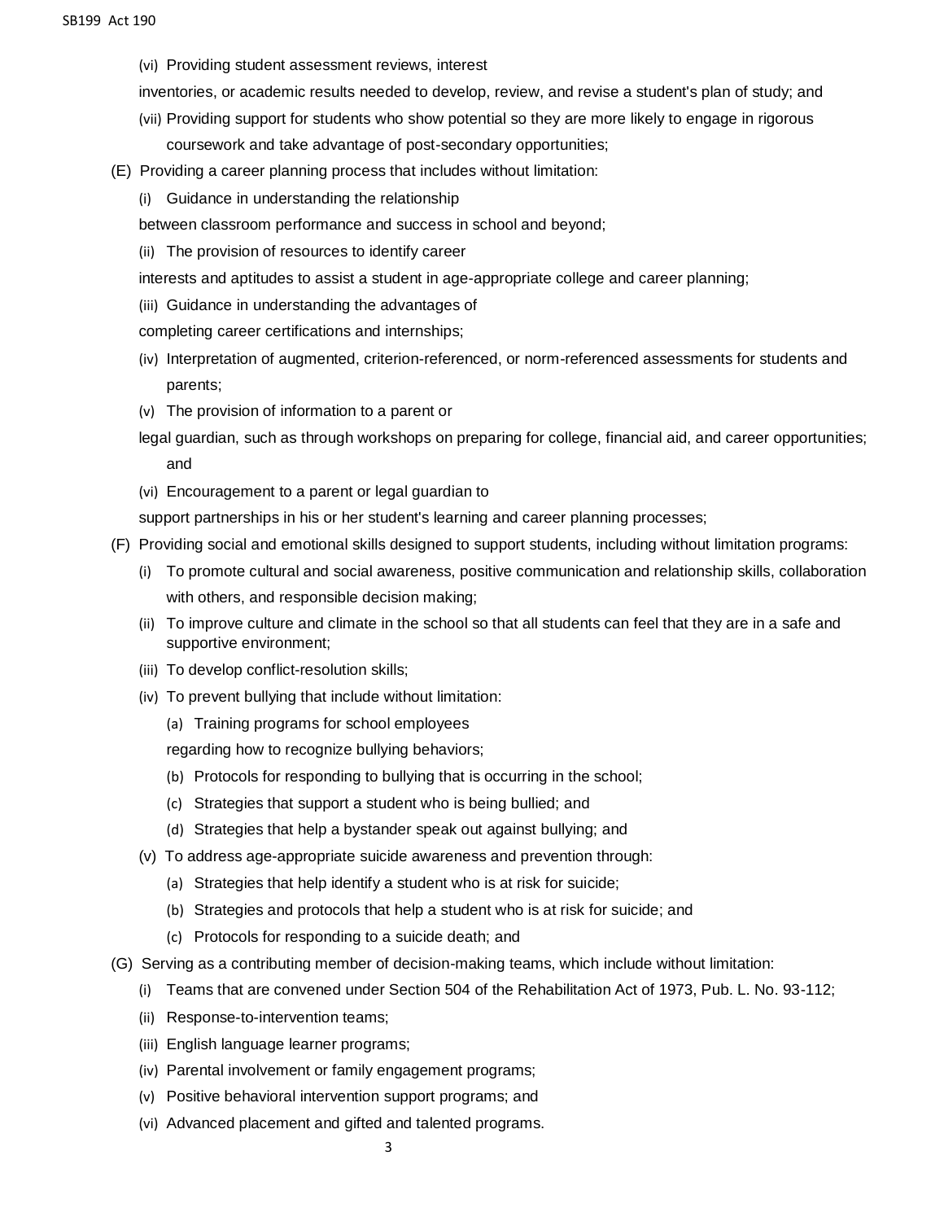(vi) Providing student assessment reviews, interest inventories, or academic results needed to develop, review, and revise a student's plan of study; and

(vii) Providing support for students who show potential so they are more likely to engage in rigorous coursework and take advantage of post-secondary opportunities;

(E) Providing a career planning process that includes without limitation:

(i) Guidance in understanding the relationship between classroom performance and success in school and beyond;

(ii) The provision of resources to identify career interests and aptitudes to assist a student in age-appropriate college and career planning;

(iii) Guidance in understanding the advantages of completing career certifications and internships;

(iv) Interpretation of augmented, criterion-referenced, or norm-referenced assessments for students and parents;

(v) The provision of information to a parent or legal guardian, such as through workshops on preparing for college, financial aid, and career opportunities; and

(vi) Encouragement to a parent or legal guardian to support partnerships in his or her student's learning and career planning processes;

(F) Providing social and emotional skills designed to support students, including without limitation programs:

(i) To promote cultural and social awareness, positive communication and relationship skills, collaboration with others, and responsible decision making;

(ii) To improve culture and climate in the school so that all students can feel that they are in a safe and supportive environment;

(iii) To develop conflict-resolution skills;

(iv) To prevent bullying that include without limitation:

(a) Training programs for school employees regarding how to recognize bullying behaviors;

(b) Protocols for responding to bullying that is occurring in the school;

(c) Strategies that support a student who is being bullied; and

(d) Strategies that help a bystander speak out against bullying; and

(v) To address age-appropriate suicide awareness and prevention through:

(a) Strategies that help identify a student who is at risk for suicide;

(b) Strategies and protocols that help a student who is at risk for suicide; and

(c) Protocols for responding to a suicide death; and

(G) Serving as a contributing member of decision-making teams, which include without limitation:

(i) Teams that are convened under Section 504 of the Rehabilitation Act of 1973, Pub. L. No. 93-112;

(ii) Response-to-intervention teams;

(iii) English language learner programs;

(iv) Parental involvement or family engagement programs;

(v) Positive behavioral intervention support programs; and

(vi) Advanced placement and gifted and talented programs.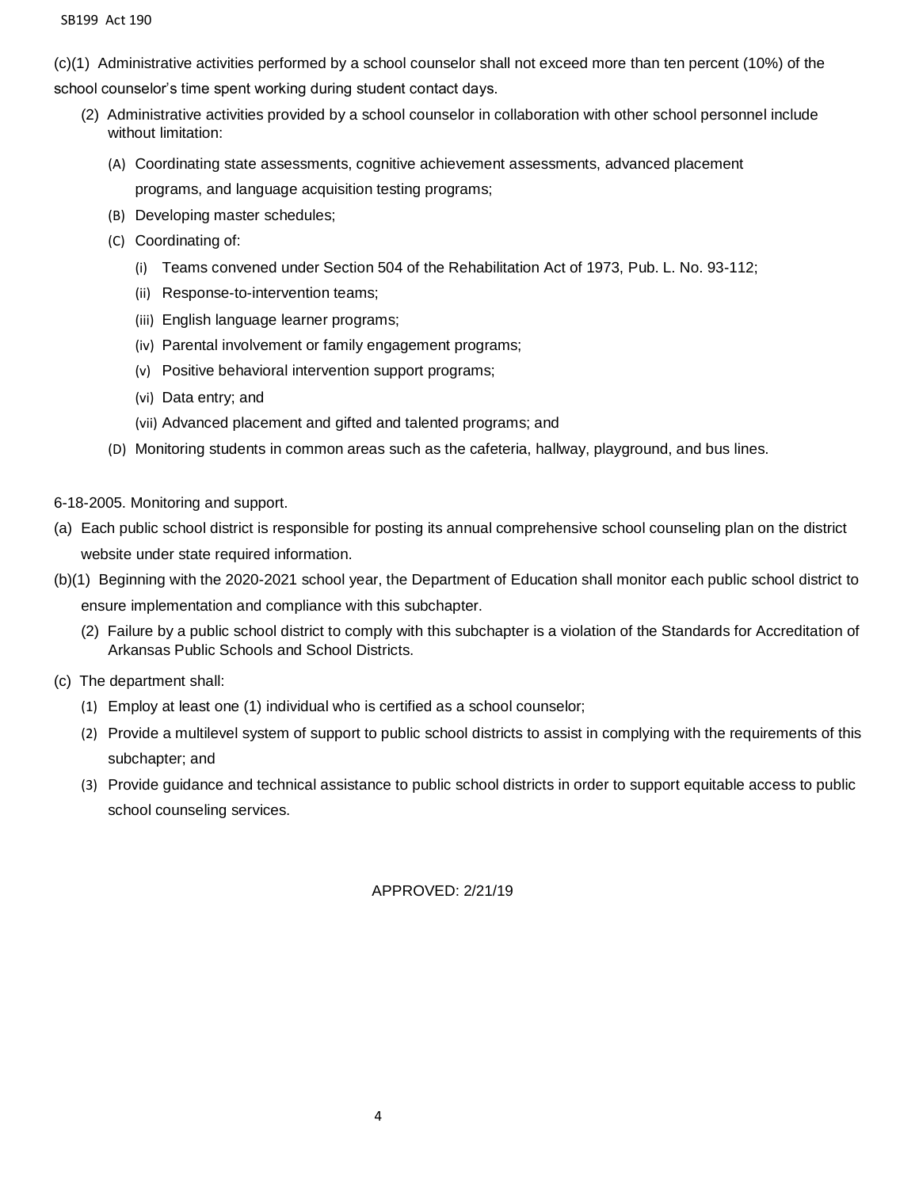(c)(1) Administrative activities performed by a school counselor shall not exceed more than ten percent (10%) of the school counselor's time spent working during student contact days.

(2) Administrative activities provided by a school counselor in collaboration with other school personnel include without limitation:

(A) Coordinating state assessments, cognitive achievement assessments, advanced placement programs, and language acquisition testing programs;

(B) Developing master schedules;

(C) Coordinating of:

(i) Teams convened under Section 504 of the Rehabilitation Act of 1973, Pub. L. No. 93-112;

(ii) Response-to-intervention teams;

(iii) English language learner programs;

(iv) Parental involvement or family engagement programs;

(v) Positive behavioral intervention support programs;

(vi) Data entry; and

(vii) Advanced placement and gifted and talented programs; and

(D) Monitoring students in common areas such as the cafeteria, hallway, playground, and bus lines.

6-18-2005. Monitoring and support.

(a) Each public school district is responsible for posting its annual comprehensive school counseling plan on the district website under state required information.

(b)(1) Beginning with the 2020-2021 school year, the Department of Education shall monitor each public school district to ensure implementation and compliance with this subchapter.

(2) Failure by a public school district to comply with this subchapter is a violation of the Standards for Accreditation of Arkansas Public Schools and School Districts.

(c) The department shall:

(1) Employ at least one (1) individual who is certified as a school counselor;

(2) Provide a multilevel system of support to public school districts to assist in complying with the requirements of this subchapter; and

(3) Provide guidance and technical assistance to public school districts in order to support equitable access to public school counseling services.

APPROVED: 2/21/19